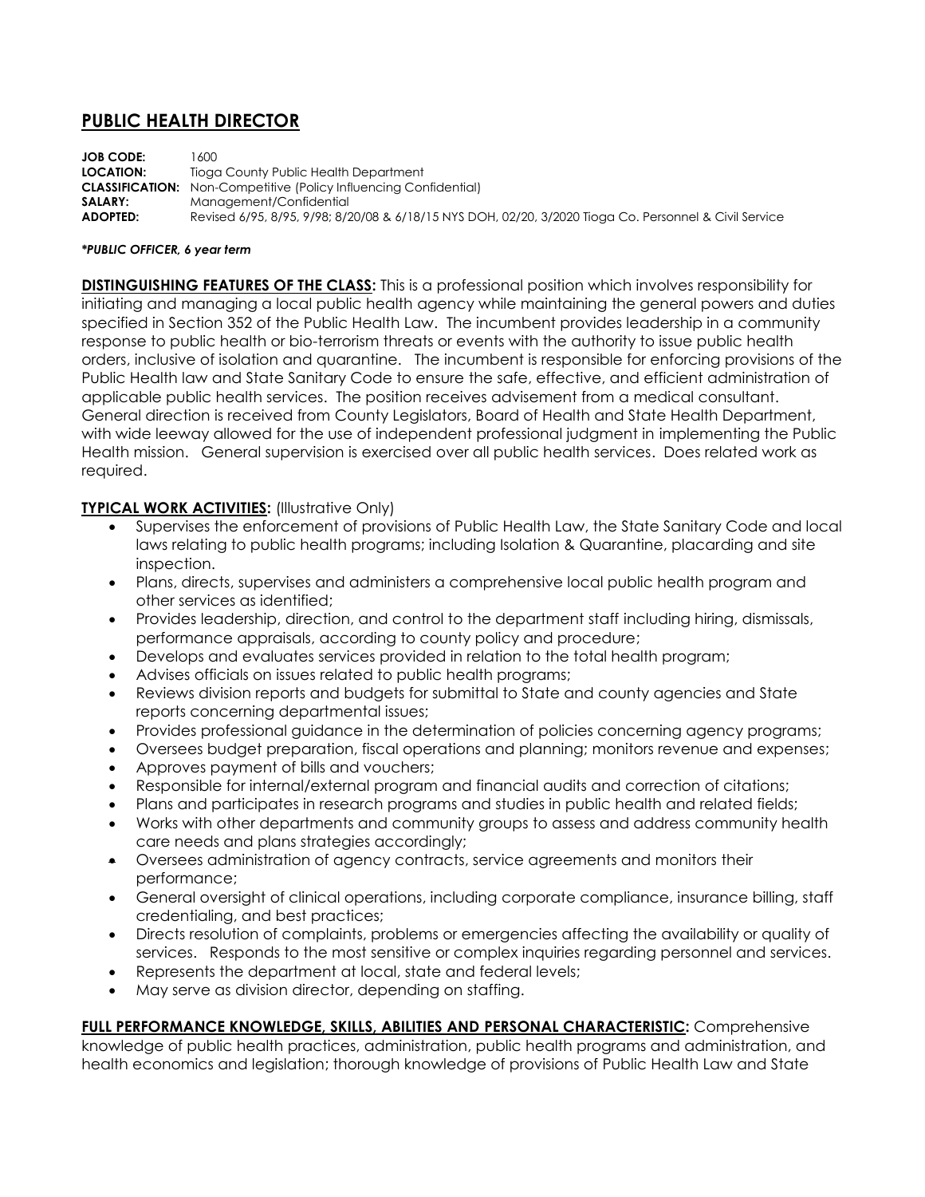# PUBLIC HEALTH DIRECTOR

**JOB CODE:** 1600
**LOCATION:** Tioga County Public Health Department
**CLASSIFICATION:** Non-Competitive (Policy Influencing Confidential)
**SALARY:** Management/Confidential
**ADOPTED:** Revised 6/95, 8/95, 9/98; 8/20/08 & 6/18/15 NYS DOH, 02/20, 3/2020 Tioga Co. Personnel & Civil Service

***PUBLIC OFFICER, 6 year term***

**DISTINGUISHING FEATURES OF THE CLASS:** This is a professional position which involves responsibility for initiating and managing a local public health agency while maintaining the general powers and duties specified in Section 352 of the Public Health Law. The incumbent provides leadership in a community response to public health or bio-terrorism threats or events with the authority to issue public health orders, inclusive of isolation and quarantine. The incumbent is responsible for enforcing provisions of the Public Health law and State Sanitary Code to ensure the safe, effective, and efficient administration of applicable public health services. The position receives advisement from a medical consultant. General direction is received from County Legislators, Board of Health and State Health Department, with wide leeway allowed for the use of independent professional judgment in implementing the Public Health mission. General supervision is exercised over all public health services. Does related work as required.

**TYPICAL WORK ACTIVITIES:** (Illustrative Only)

- Supervises the enforcement of provisions of Public Health Law, the State Sanitary Code and local laws relating to public health programs; including Isolation & Quarantine, placarding and site inspection.
- Plans, directs, supervises and administers a comprehensive local public health program and other services as identified;
- Provides leadership, direction, and control to the department staff including hiring, dismissals, performance appraisals, according to county policy and procedure;
- Develops and evaluates services provided in relation to the total health program;
- Advises officials on issues related to public health programs;
- Reviews division reports and budgets for submittal to State and county agencies and State reports concerning departmental issues;
- Provides professional guidance in the determination of policies concerning agency programs;
- Oversees budget preparation, fiscal operations and planning; monitors revenue and expenses;
- Approves payment of bills and vouchers;
- Responsible for internal/external program and financial audits and correction of citations;
- Plans and participates in research programs and studies in public health and related fields;
- Works with other departments and community groups to assess and address community health care needs and plans strategies accordingly;
- Oversees administration of agency contracts, service agreements and monitors their performance;
- General oversight of clinical operations, including corporate compliance, insurance billing, staff credentialing, and best practices;
- Directs resolution of complaints, problems or emergencies affecting the availability or quality of services. Responds to the most sensitive or complex inquiries regarding personnel and services.
- Represents the department at local, state and federal levels;
- May serve as division director, depending on staffing.

**FULL PERFORMANCE KNOWLEDGE, SKILLS, ABILITIES AND PERSONAL CHARACTERISTIC:** Comprehensive knowledge of public health practices, administration, public health programs and administration, and health economics and legislation; thorough knowledge of provisions of Public Health Law and State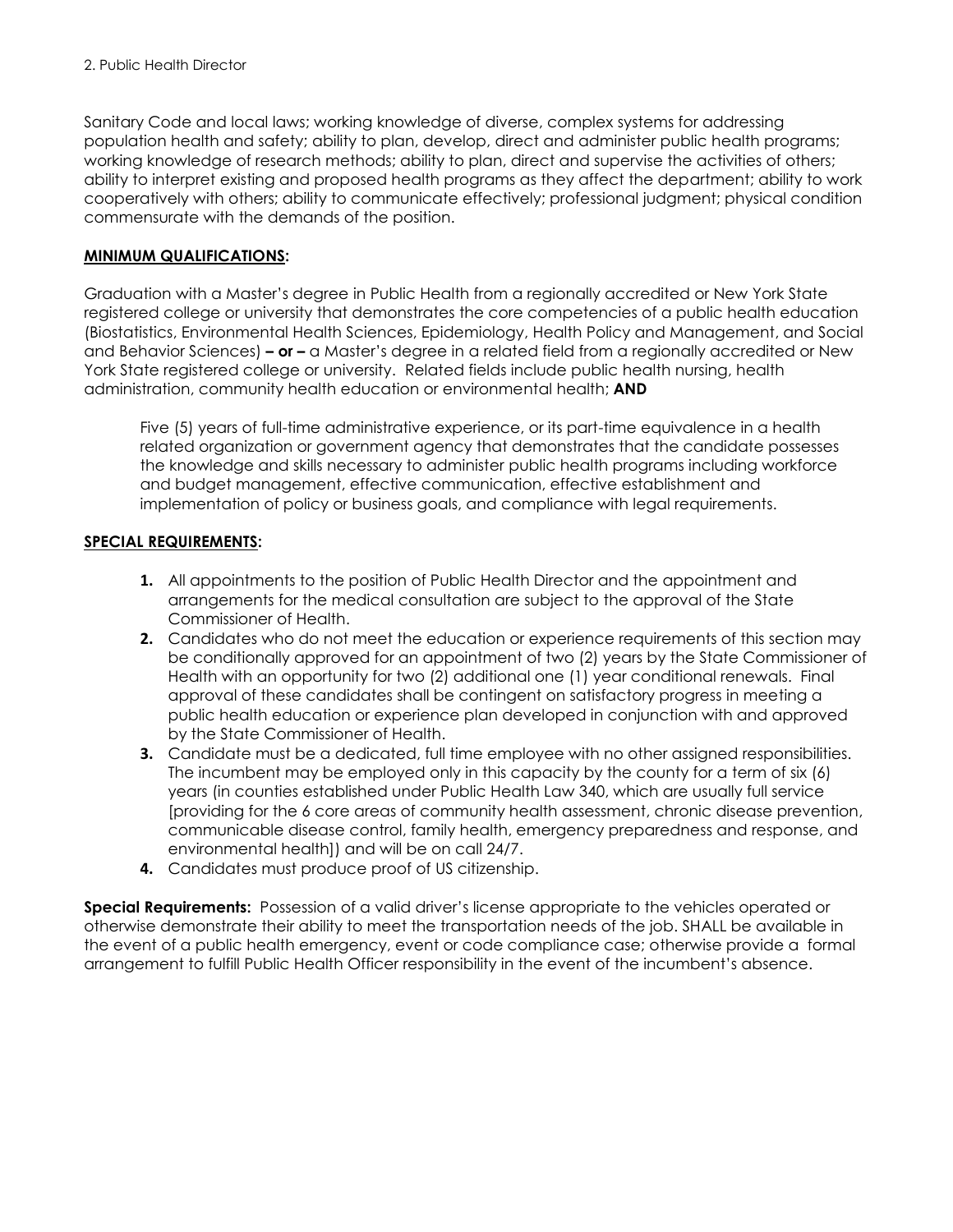Sanitary Code and local laws; working knowledge of diverse, complex systems for addressing population health and safety; ability to plan, develop, direct and administer public health programs; working knowledge of research methods; ability to plan, direct and supervise the activities of others; ability to interpret existing and proposed health programs as they affect the department; ability to work cooperatively with others; ability to communicate effectively; professional judgment; physical condition commensurate with the demands of the position.

**MINIMUM QUALIFICATIONS:**

Graduation with a Master's degree in Public Health from a regionally accredited or New York State registered college or university that demonstrates the core competencies of a public health education (Biostatistics, Environmental Health Sciences, Epidemiology, Health Policy and Management, and Social and Behavior Sciences) **– or –** a Master's degree in a related field from a regionally accredited or New York State registered college or university. Related fields include public health nursing, health administration, community health education or environmental health; **AND**

> Five (5) years of full-time administrative experience, or its part-time equivalence in a health related organization or government agency that demonstrates that the candidate possesses the knowledge and skills necessary to administer public health programs including workforce and budget management, effective communication, effective establishment and implementation of policy or business goals, and compliance with legal requirements.

**SPECIAL REQUIREMENTS:**

1. All appointments to the position of Public Health Director and the appointment and arrangements for the medical consultation are subject to the approval of the State Commissioner of Health.
2. Candidates who do not meet the education or experience requirements of this section may be conditionally approved for an appointment of two (2) years by the State Commissioner of Health with an opportunity for two (2) additional one (1) year conditional renewals. Final approval of these candidates shall be contingent on satisfactory progress in meeting a public health education or experience plan developed in conjunction with and approved by the State Commissioner of Health.
3. Candidate must be a dedicated, full time employee with no other assigned responsibilities. The incumbent may be employed only in this capacity by the county for a term of six (6) years (in counties established under Public Health Law 340, which are usually full service [providing for the 6 core areas of community health assessment, chronic disease prevention, communicable disease control, family health, emergency preparedness and response, and environmental health]) and will be on call 24/7.
4. Candidates must produce proof of US citizenship.

**Special Requirements:** Possession of a valid driver's license appropriate to the vehicles operated or otherwise demonstrate their ability to meet the transportation needs of the job. SHALL be available in the event of a public health emergency, event or code compliance case; otherwise provide a formal arrangement to fulfill Public Health Officer responsibility in the event of the incumbent's absence.